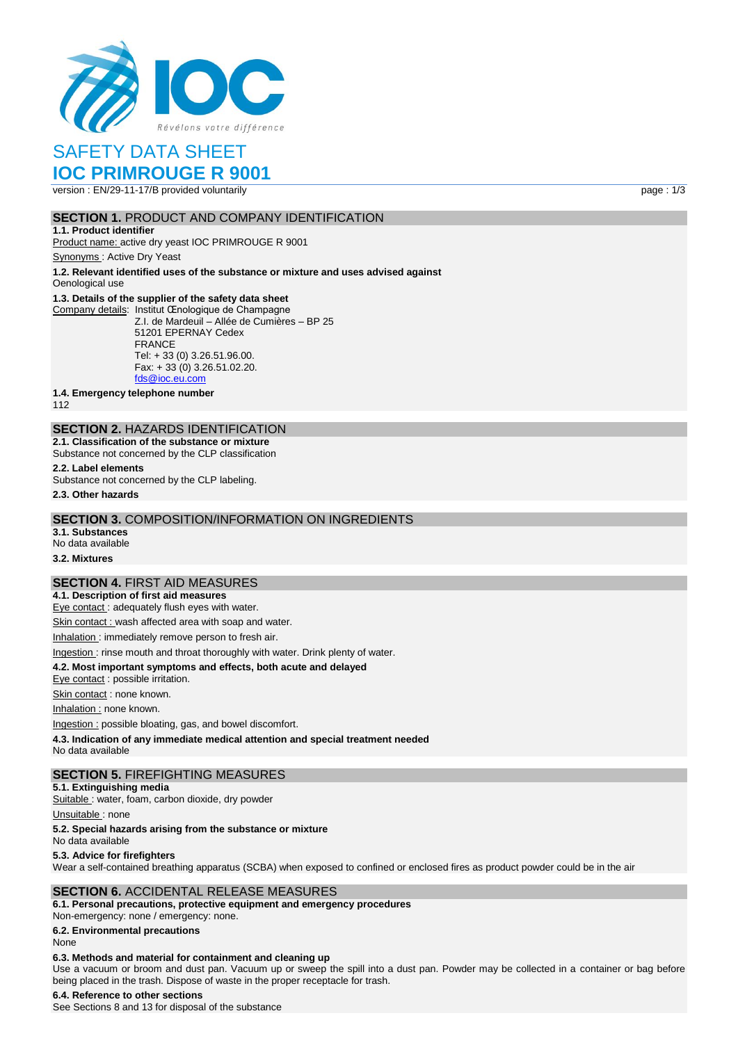# SAFETY DATA SHEET

# IOC PRIMROUGE R 9001

version : EN/29-11-17/B provided voluntarily

## SECTION 1. PRODUCT AND COMPANY IDENTIFICATION

**1.1. Product identifier**

Product name: active dry yeast IOC PRIMROUGE R 9001

Synonyms : Active Dry Yeast

**1.2. Relevant identified uses of the substance or mixture and uses advised against**

Oenological use

**1.3. Details of the supplier of the safety data sheet**

Company details: Institut Œnologique de Champagne
Z.I. de Mardeuil – Allée de Cumières – BP 25
51201 EPERNAY Cedex
FRANCE
Tel: + 33 (0) 3.26.51.96.00.
Fax: + 33 (0) 3.26.51.02.20.
fds@ioc.eu.com

**1.4. Emergency telephone number**

112

## SECTION 2. HAZARDS IDENTIFICATION

**2.1. Classification of the substance or mixture**

Substance not concerned by the CLP classification

**2.2. Label elements**

Substance not concerned by the CLP labeling.

**2.3. Other hazards**

## SECTION 3. COMPOSITION/INFORMATION ON INGREDIENTS

**3.1. Substances**

No data available

**3.2. Mixtures**

## SECTION 4. FIRST AID MEASURES

**4.1. Description of first aid measures**

Eye contact : adequately flush eyes with water.

Skin contact : wash affected area with soap and water.

Inhalation : immediately remove person to fresh air.

Ingestion : rinse mouth and throat thoroughly with water. Drink plenty of water.

**4.2. Most important symptoms and effects, both acute and delayed**

Eye contact : possible irritation.

Skin contact : none known.

Inhalation : none known.

Ingestion : possible bloating, gas, and bowel discomfort.

**4.3. Indication of any immediate medical attention and special treatment needed**

No data available

## SECTION 5. FIREFIGHTING MEASURES

**5.1. Extinguishing media**

Suitable : water, foam, carbon dioxide, dry powder

Unsuitable : none

**5.2. Special hazards arising from the substance or mixture**

No data available

**5.3. Advice for firefighters**

Wear a self-contained breathing apparatus (SCBA) when exposed to confined or enclosed fires as product powder could be in the air

## SECTION 6. ACCIDENTAL RELEASE MEASURES

**6.1. Personal precautions, protective equipment and emergency procedures**

Non-emergency: none / emergency: none.

**6.2. Environmental precautions**

None

**6.3. Methods and material for containment and cleaning up**

Use a vacuum or broom and dust pan. Vacuum up or sweep the spill into a dust pan. Powder may be collected in a container or bag before being placed in the trash. Dispose of waste in the proper receptacle for trash.

**6.4. Reference to other sections**

See Sections 8 and 13 for disposal of the substance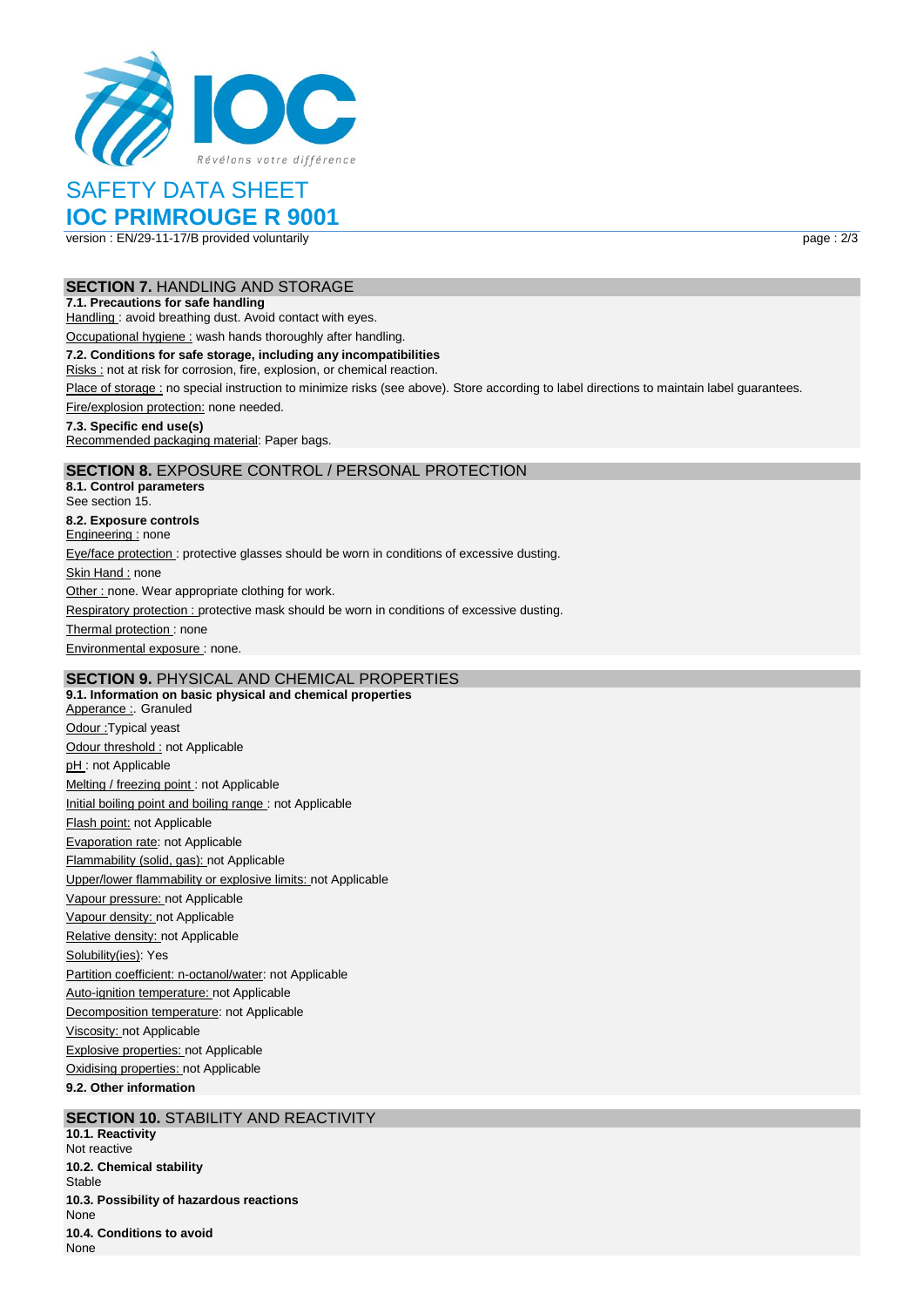# SAFETY DATA SHEET

# IOC PRIMROUGE R 9001

version : EN/29-11-17/B provided voluntarily

## SECTION 7. HANDLING AND STORAGE

**7.1. Precautions for safe handling**

Handling : avoid breathing dust. Avoid contact with eyes.

Occupational hygiene : wash hands thoroughly after handling.

**7.2. Conditions for safe storage, including any incompatibilities**

Risks : not at risk for corrosion, fire, explosion, or chemical reaction.

Place of storage : no special instruction to minimize risks (see above). Store according to label directions to maintain label guarantees.

Fire/explosion protection: none needed.

**7.3. Specific end use(s)**

Recommended packaging material: Paper bags.

## SECTION 8. EXPOSURE CONTROL / PERSONAL PROTECTION

**8.1. Control parameters**

See section 15.

**8.2. Exposure controls**

Engineering : none

Eye/face protection : protective glasses should be worn in conditions of excessive dusting.

Skin Hand : none

Other : none. Wear appropriate clothing for work.

Respiratory protection : protective mask should be worn in conditions of excessive dusting.

Thermal protection : none

Environmental exposure : none.

## SECTION 9. PHYSICAL AND CHEMICAL PROPERTIES

**9.1. Information on basic physical and chemical properties**

Apperance :. Granuled

Odour :Typical yeast

Odour threshold : not Applicable

pH : not Applicable

Melting / freezing point : not Applicable

Initial boiling point and boiling range : not Applicable

Flash point: not Applicable

Evaporation rate: not Applicable

Flammability (solid, gas): not Applicable

Upper/lower flammability or explosive limits: not Applicable

Vapour pressure: not Applicable

Vapour density: not Applicable

Relative density: not Applicable

Solubility(ies): Yes

Partition coefficient: n-octanol/water: not Applicable

Auto-ignition temperature: not Applicable

Decomposition temperature: not Applicable

Viscosity: not Applicable

Explosive properties: not Applicable

Oxidising properties: not Applicable

**9.2. Other information**

## SECTION 10. STABILITY AND REACTIVITY

**10.1. Reactivity**

Not reactive

**10.2. Chemical stability**

Stable

**10.3. Possibility of hazardous reactions**

None

**10.4. Conditions to avoid**

None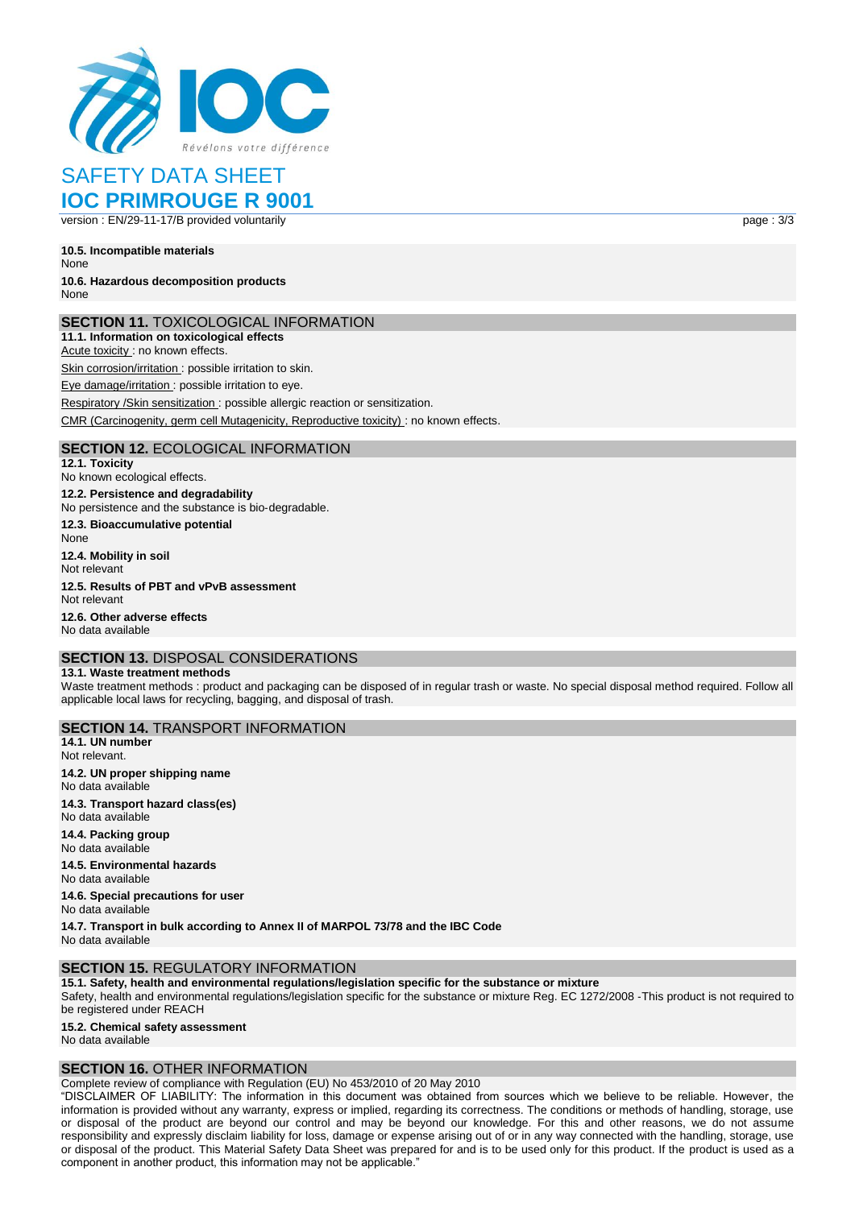# SAFETY DATA SHEET

## IOC PRIMROUGE R 9001

version : EN/29-11-17/B provided voluntarily

**10.5. Incompatible materials**

None

**10.6. Hazardous decomposition products**

None

## SECTION 11. TOXICOLOGICAL INFORMATION

**11.1. Information on toxicological effects**

Acute toxicity : no known effects.

Skin corrosion/irritation : possible irritation to skin.

Eye damage/irritation : possible irritation to eye.

Respiratory /Skin sensitization : possible allergic reaction or sensitization.

CMR (Carcinogenity, germ cell Mutagenicity, Reproductive toxicity) : no known effects.

## SECTION 12. ECOLOGICAL INFORMATION

**12.1. Toxicity**

No known ecological effects.

**12.2. Persistence and degradability**

No persistence and the substance is bio-degradable.

**12.3. Bioaccumulative potential**

None

**12.4. Mobility in soil**

Not relevant

**12.5. Results of PBT and vPvB assessment**

Not relevant

**12.6. Other adverse effects**

No data available

## SECTION 13. DISPOSAL CONSIDERATIONS

**13.1. Waste treatment methods**

Waste treatment methods : product and packaging can be disposed of in regular trash or waste. No special disposal method required. Follow all applicable local laws for recycling, bagging, and disposal of trash.

## SECTION 14. TRANSPORT INFORMATION

**14.1. UN number**

Not relevant.

**14.2. UN proper shipping name**

No data available

**14.3. Transport hazard class(es)**

No data available

**14.4. Packing group**

No data available

**14.5. Environmental hazards**

No data available

**14.6. Special precautions for user**

No data available

**14.7. Transport in bulk according to Annex II of MARPOL 73/78 and the IBC Code**

No data available

## SECTION 15. REGULATORY INFORMATION

**15.1. Safety, health and environmental regulations/legislation specific for the substance or mixture**

Safety, health and environmental regulations/legislation specific for the substance or mixture Reg. EC 1272/2008 -This product is not required to be registered under REACH

**15.2. Chemical safety assessment**

No data available

## SECTION 16. OTHER INFORMATION

Complete review of compliance with Regulation (EU) No 453/2010 of 20 May 2010

"DISCLAIMER OF LIABILITY: The information in this document was obtained from sources which we believe to be reliable. However, the information is provided without any warranty, express or implied, regarding its correctness. The conditions or methods of handling, storage, use or disposal of the product are beyond our control and may be beyond our knowledge. For this and other reasons, we do not assume responsibility and expressly disclaim liability for loss, damage or expense arising out of or in any way connected with the handling, storage, use or disposal of the product. This Material Safety Data Sheet was prepared for and is to be used only for this product. If the product is used as a component in another product, this information may not be applicable."